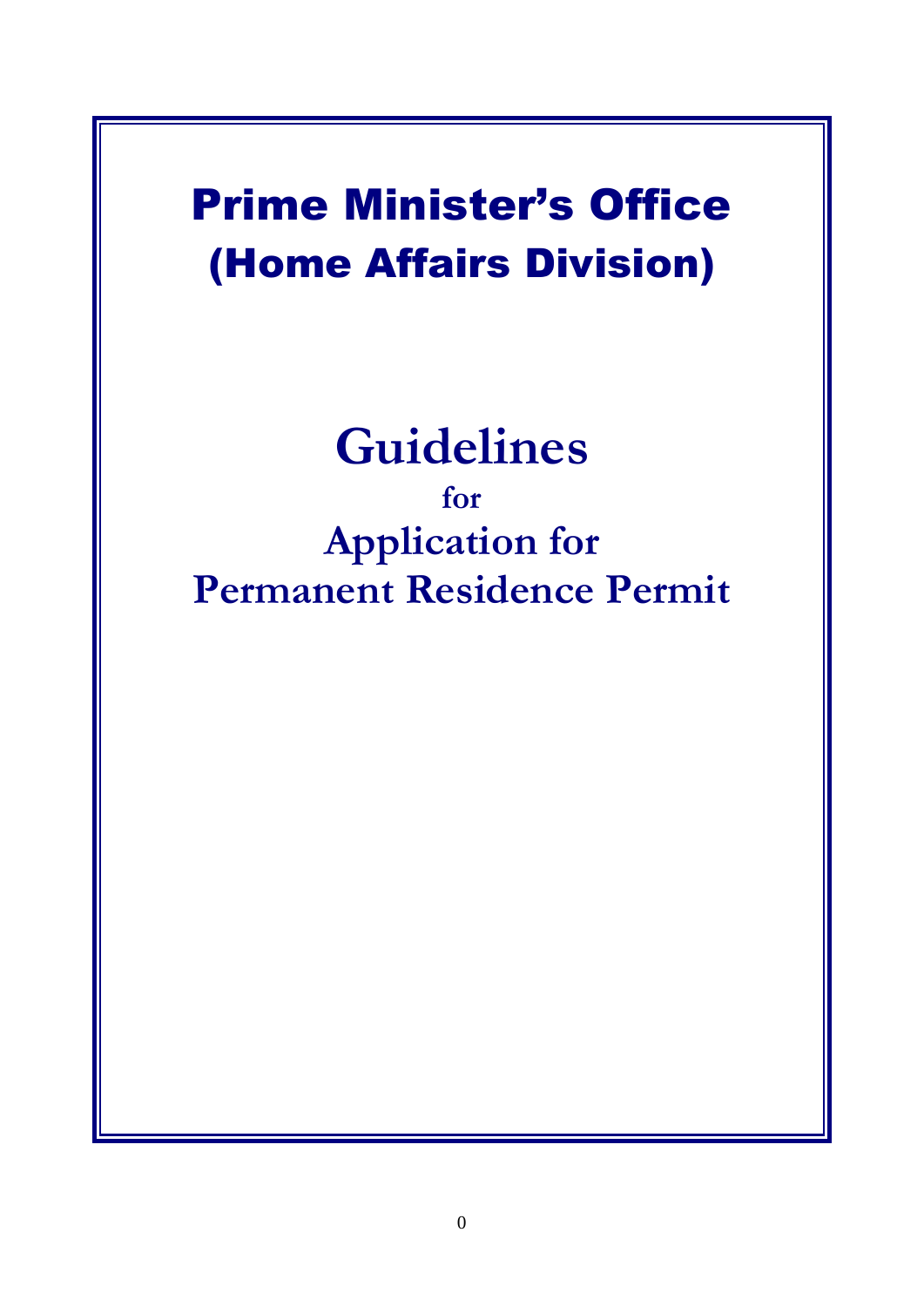# Prime Minister's Office
# (Home Affairs Division)

# Guidelines

**for**

## Application for
## Permanent Residence Permit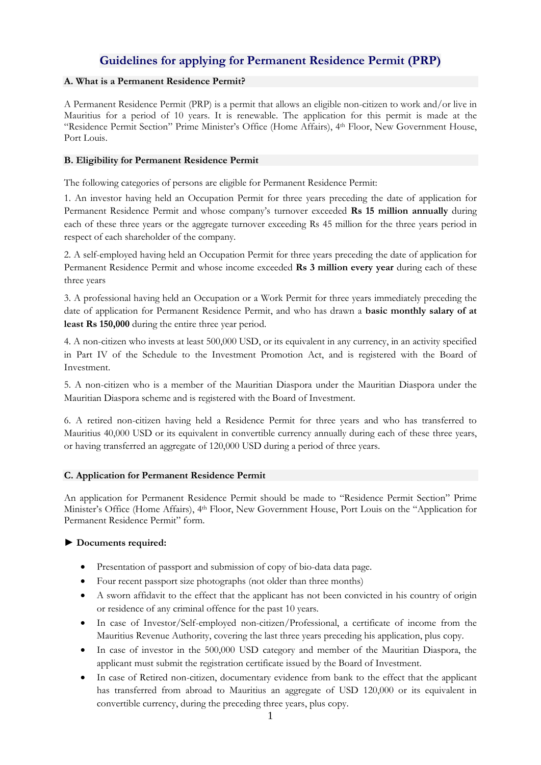# Guidelines for applying for Permanent Residence Permit (PRP)

### A. What is a Permanent Residence Permit?

A Permanent Residence Permit (PRP) is a permit that allows an eligible non-citizen to work and/or live in Mauritius for a period of 10 years. It is renewable. The application for this permit is made at the "Residence Permit Section" Prime Minister's Office (Home Affairs), 4th Floor, New Government House, Port Louis.

### B. Eligibility for Permanent Residence Permit

The following categories of persons are eligible for Permanent Residence Permit:

1. An investor having held an Occupation Permit for three years preceding the date of application for Permanent Residence Permit and whose company's turnover exceeded **Rs 15 million annually** during each of these three years or the aggregate turnover exceeding Rs 45 million for the three years period in respect of each shareholder of the company.

2. A self-employed having held an Occupation Permit for three years preceding the date of application for Permanent Residence Permit and whose income exceeded **Rs 3 million every year** during each of these three years

3. A professional having held an Occupation or a Work Permit for three years immediately preceding the date of application for Permanent Residence Permit, and who has drawn a **basic monthly salary of at least Rs 150,000** during the entire three year period.

4. A non-citizen who invests at least 500,000 USD, or its equivalent in any currency, in an activity specified in Part IV of the Schedule to the Investment Promotion Act, and is registered with the Board of Investment.

5. A non-citizen who is a member of the Mauritian Diaspora under the Mauritian Diaspora under the Mauritian Diaspora scheme and is registered with the Board of Investment.

6. A retired non-citizen having held a Residence Permit for three years and who has transferred to Mauritius 40,000 USD or its equivalent in convertible currency annually during each of these three years, or having transferred an aggregate of 120,000 USD during a period of three years.

### C. Application for Permanent Residence Permit

An application for Permanent Residence Permit should be made to "Residence Permit Section" Prime Minister's Office (Home Affairs), 4th Floor, New Government House, Port Louis on the "Application for Permanent Residence Permit" form.

► **Documents required:**

- Presentation of passport and submission of copy of bio-data data page.
- Four recent passport size photographs (not older than three months)
- A sworn affidavit to the effect that the applicant has not been convicted in his country of origin or residence of any criminal offence for the past 10 years.
- In case of Investor/Self-employed non-citizen/Professional, a certificate of income from the Mauritius Revenue Authority, covering the last three years preceding his application, plus copy.
- In case of investor in the 500,000 USD category and member of the Mauritian Diaspora, the applicant must submit the registration certificate issued by the Board of Investment.
- In case of Retired non-citizen, documentary evidence from bank to the effect that the applicant has transferred from abroad to Mauritius an aggregate of USD 120,000 or its equivalent in convertible currency, during the preceding three years, plus copy.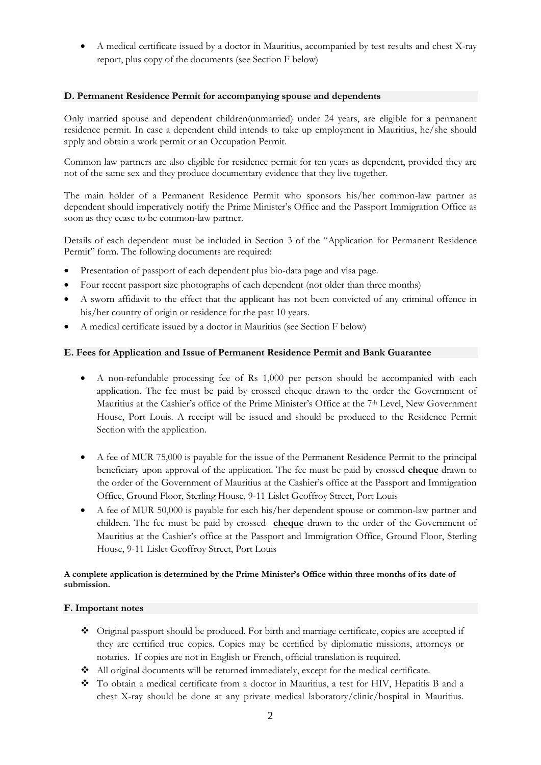- A medical certificate issued by a doctor in Mauritius, accompanied by test results and chest X-ray report, plus copy of the documents (see Section F below)

### D. Permanent Residence Permit for accompanying spouse and dependents

Only married spouse and dependent children(unmarried) under 24 years, are eligible for a permanent residence permit. In case a dependent child intends to take up employment in Mauritius, he/she should apply and obtain a work permit or an Occupation Permit.

Common law partners are also eligible for residence permit for ten years as dependent, provided they are not of the same sex and they produce documentary evidence that they live together.

The main holder of a Permanent Residence Permit who sponsors his/her common-law partner as dependent should imperatively notify the Prime Minister's Office and the Passport Immigration Office as soon as they cease to be common-law partner.

Details of each dependent must be included in Section 3 of the "Application for Permanent Residence Permit" form. The following documents are required:

- Presentation of passport of each dependent plus bio-data page and visa page.
- Four recent passport size photographs of each dependent (not older than three months)
- A sworn affidavit to the effect that the applicant has not been convicted of any criminal offence in his/her country of origin or residence for the past 10 years.
- A medical certificate issued by a doctor in Mauritius (see Section F below)

### E. Fees for Application and Issue of Permanent Residence Permit and Bank Guarantee

- A non-refundable processing fee of Rs 1,000 per person should be accompanied with each application. The fee must be paid by crossed cheque drawn to the order the Government of Mauritius at the Cashier's office of the Prime Minister's Office at the 7th Level, New Government House, Port Louis. A receipt will be issued and should be produced to the Residence Permit Section with the application.
- A fee of MUR 75,000 is payable for the issue of the Permanent Residence Permit to the principal beneficiary upon approval of the application. The fee must be paid by crossed **cheque** drawn to the order of the Government of Mauritius at the Cashier's office at the Passport and Immigration Office, Ground Floor, Sterling House, 9-11 Lislet Geoffroy Street, Port Louis
- A fee of MUR 50,000 is payable for each his/her dependent spouse or common-law partner and children. The fee must be paid by crossed **cheque** drawn to the order of the Government of Mauritius at the Cashier's office at the Passport and Immigration Office, Ground Floor, Sterling House, 9-11 Lislet Geoffroy Street, Port Louis

**A complete application is determined by the Prime Minister's Office within three months of its date of submission.**

### F. Important notes

- Original passport should be produced. For birth and marriage certificate, copies are accepted if they are certified true copies. Copies may be certified by diplomatic missions, attorneys or notaries. If copies are not in English or French, official translation is required.
- All original documents will be returned immediately, except for the medical certificate.
- To obtain a medical certificate from a doctor in Mauritius, a test for HIV, Hepatitis B and a chest X-ray should be done at any private medical laboratory/clinic/hospital in Mauritius.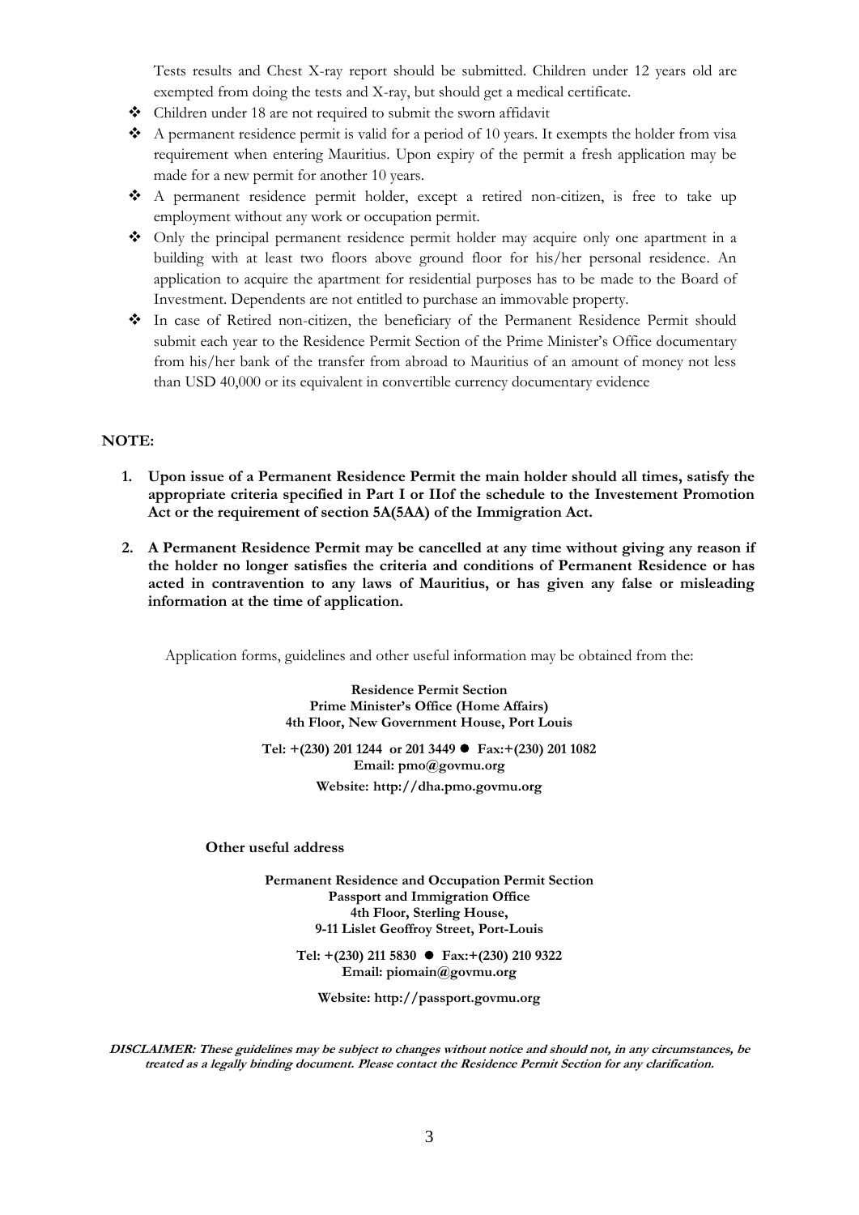Tests results and Chest X-ray report should be submitted. Children under 12 years old are exempted from doing the tests and X-ray, but should get a medical certificate.

- Children under 18 are not required to submit the sworn affidavit
- A permanent residence permit is valid for a period of 10 years. It exempts the holder from visa requirement when entering Mauritius. Upon expiry of the permit a fresh application may be made for a new permit for another 10 years.
- A permanent residence permit holder, except a retired non-citizen, is free to take up employment without any work or occupation permit.
- Only the principal permanent residence permit holder may acquire only one apartment in a building with at least two floors above ground floor for his/her personal residence. An application to acquire the apartment for residential purposes has to be made to the Board of Investment. Dependents are not entitled to purchase an immovable property.
- In case of Retired non-citizen, the beneficiary of the Permanent Residence Permit should submit each year to the Residence Permit Section of the Prime Minister's Office documentary from his/her bank of the transfer from abroad to Mauritius of an amount of money not less than USD 40,000 or its equivalent in convertible currency documentary evidence

**NOTE:**

1. **Upon issue of a Permanent Residence Permit the main holder should all times, satisfy the appropriate criteria specified in Part I or IIof the schedule to the Investement Promotion Act or the requirement of section 5A(5AA) of the Immigration Act.**
2. **A Permanent Residence Permit may be cancelled at any time without giving any reason if the holder no longer satisfies the criteria and conditions of Permanent Residence or has acted in contravention to any laws of Mauritius, or has given any false or misleading information at the time of application.**

Application forms, guidelines and other useful information may be obtained from the:

**Residence Permit Section**
**Prime Minister's Office (Home Affairs)**
**4th Floor, New Government House, Port Louis**

**Tel: +(230) 201 1244 or 201 3449 ● Fax:+(230) 201 1082**
**Email: pmo@govmu.org**
**Website: http://dha.pmo.govmu.org**

**Other useful address**

**Permanent Residence and Occupation Permit Section**
**Passport and Immigration Office**
**4th Floor, Sterling House,**
**9-11 Lislet Geoffroy Street, Port-Louis**

**Tel: +(230) 211 5830 ● Fax:+(230) 210 9322**
**Email: piomain@govmu.org**

**Website: http://passport.govmu.org**

***DISCLAIMER: These guidelines may be subject to changes without notice and should not, in any circumstances, be treated as a legally binding document. Please contact the Residence Permit Section for any clarification.***